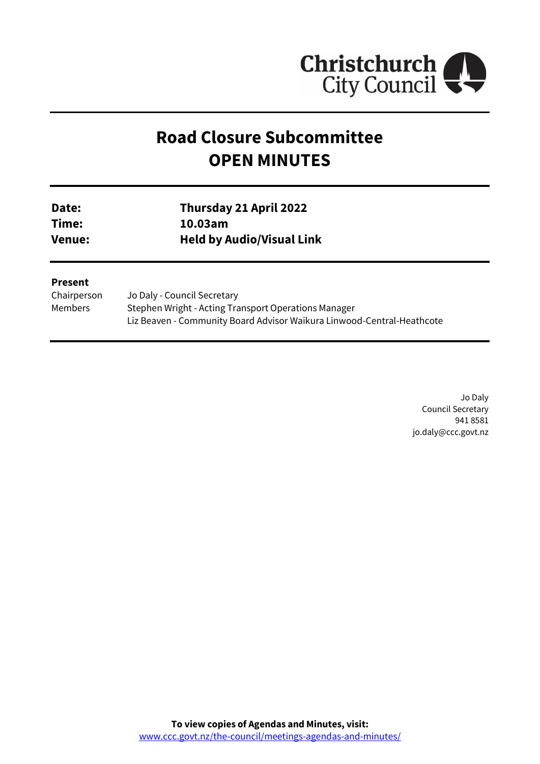Christchurch City Council

# Road Closure Subcommittee
# OPEN MINUTES

| | |
|---|---|
| **Date:** | **Thursday 21 April 2022** |
| **Time:** | **10.03am** |
| **Venue:** | **Held by Audio/Visual Link** |

**Present**

| | |
|---|---|
| Chairperson | Jo Daly - Council Secretary |
| Members | Stephen Wright - Acting Transport Operations Manager |
| | Liz Beaven - Community Board Advisor Waikura Linwood-Central-Heathcote |

Jo Daly
Council Secretary
941 8581
jo.daly@ccc.govt.nz

**To view copies of Agendas and Minutes, visit:**
www.ccc.govt.nz/the-council/meetings-agendas-and-minutes/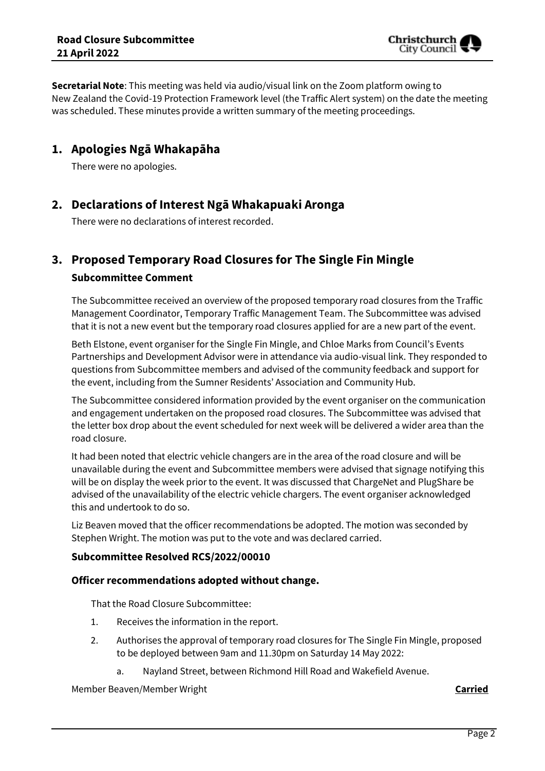**Secretarial Note**: This meeting was held via audio/visual link on the Zoom platform owing to New Zealand the Covid-19 Protection Framework level (the Traffic Alert system) on the date the meeting was scheduled. These minutes provide a written summary of the meeting proceedings.

# 1. Apologies Ngā Whakapāha

There were no apologies.

# 2. Declarations of Interest Ngā Whakapuaki Aronga

There were no declarations of interest recorded.

# 3. Proposed Temporary Road Closures for The Single Fin Mingle

### Subcommittee Comment

The Subcommittee received an overview of the proposed temporary road closures from the Traffic Management Coordinator, Temporary Traffic Management Team. The Subcommittee was advised that it is not a new event but the temporary road closures applied for are a new part of the event.

Beth Elstone, event organiser for the Single Fin Mingle, and Chloe Marks from Council's Events Partnerships and Development Advisor were in attendance via audio-visual link. They responded to questions from Subcommittee members and advised of the community feedback and support for the event, including from the Sumner Residents' Association and Community Hub.

The Subcommittee considered information provided by the event organiser on the communication and engagement undertaken on the proposed road closures. The Subcommittee was advised that the letter box drop about the event scheduled for next week will be delivered a wider area than the road closure.

It had been noted that electric vehicle changers are in the area of the road closure and will be unavailable during the event and Subcommittee members were advised that signage notifying this will be on display the week prior to the event. It was discussed that ChargeNet and PlugShare be advised of the unavailability of the electric vehicle chargers. The event organiser acknowledged this and undertook to do so.

Liz Beaven moved that the officer recommendations be adopted. The motion was seconded by Stephen Wright. The motion was put to the vote and was declared carried.

### Subcommittee Resolved RCS/2022/00010

### Officer recommendations adopted without change.

That the Road Closure Subcommittee:

1. Receives the information in the report.
2. Authorises the approval of temporary road closures for The Single Fin Mingle, proposed to be deployed between 9am and 11.30pm on Saturday 14 May 2022:
    a. Nayland Street, between Richmond Hill Road and Wakefield Avenue.

Member Beaven/Member Wright **Carried**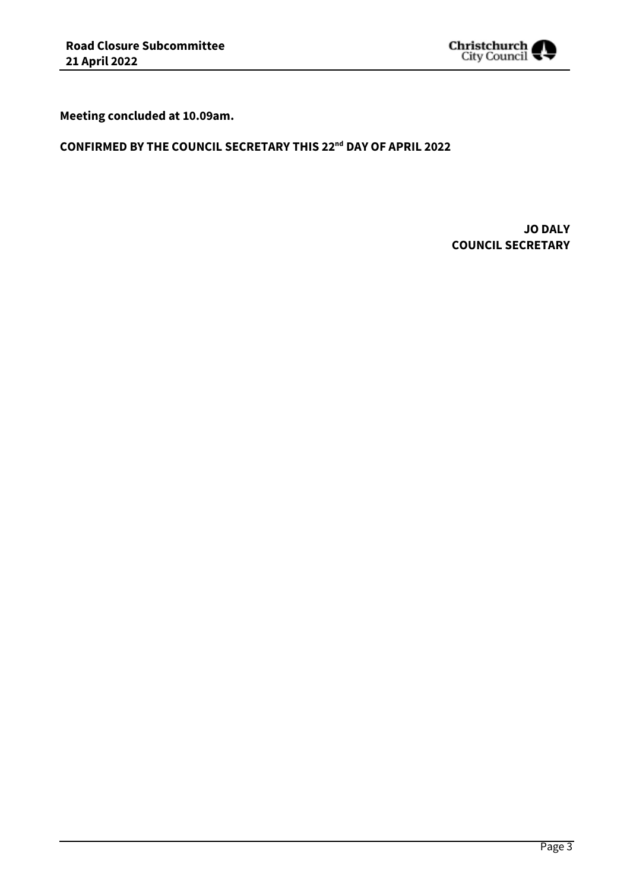**Meeting concluded at 10.09am.**

**CONFIRMED BY THE COUNCIL SECRETARY THIS 22nd DAY OF APRIL 2022**

**JO DALY**
**COUNCIL SECRETARY**